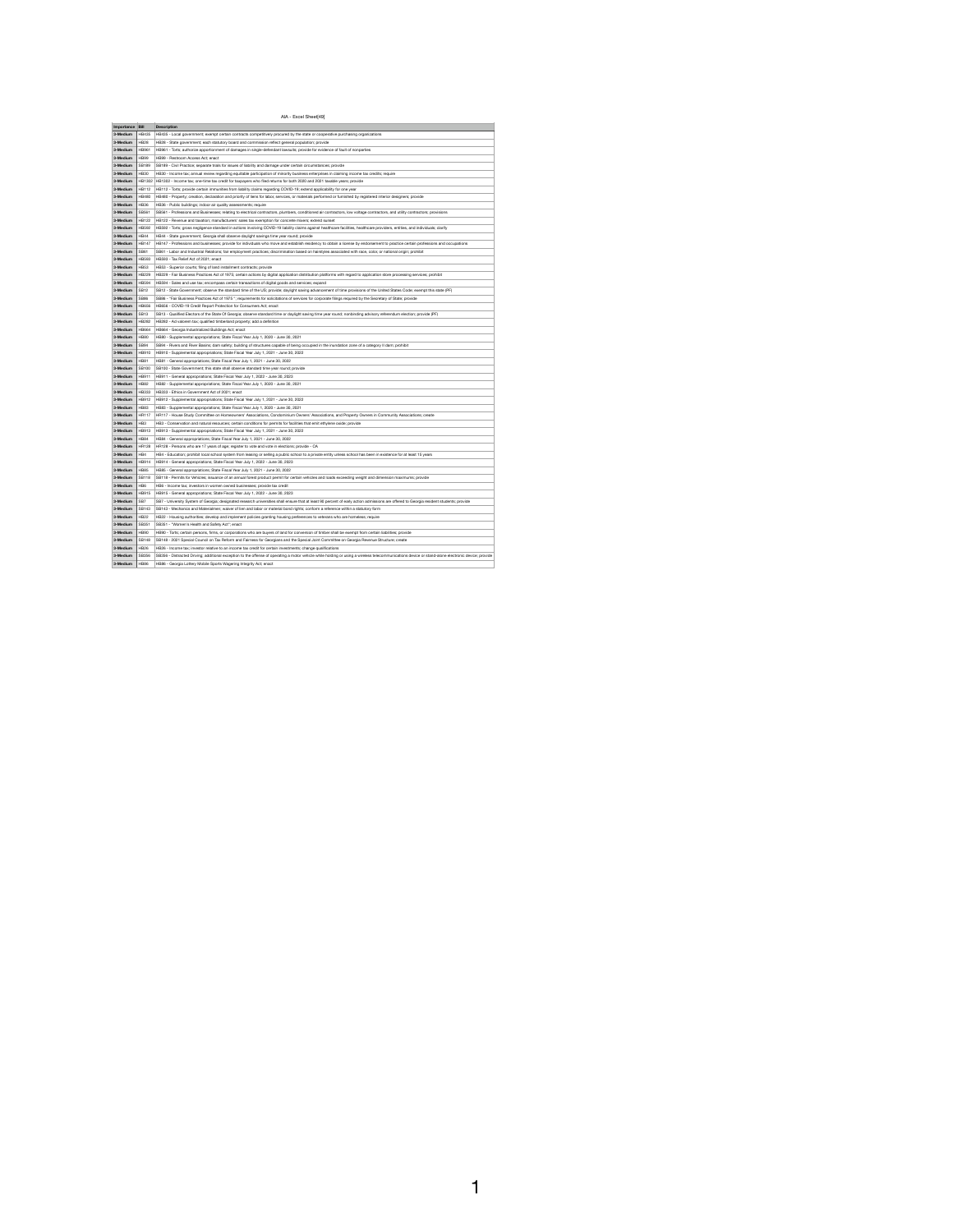AIA - Excel Sheet[49]

| Importance | Bill | Description |
|---|---|---|
| 3-Medium | HB455 | HB455 - Local government; exempt certain contracts competitively procured by the state or cooperative purchasing organizations |
| 3-Medium | HB26 | HB26 - State government; each statutory board and commission reflect general population; provide |
| 3-Medium | HB961 | HB961 - Torts; authorize apportionment of damages in single-defendant lawsuits; provide for evidence of fault of nonparties |
| 3-Medium | HB99 | HB99 - Restroom Access Act; enact |
| 3-Medium | SB189 | SB189 - Civil Practice; separate trials for issues of liability and damage under certain circumstances; provide |
| 3-Medium | HB30 | HB30 - Income tax; annual review regarding equitable participation of minority business enterprises in claiming income tax credits; require |
| 3-Medium | HB1002 | HB1002 - Income tax; one-time tax credit for taxpayers who filed returns for both 2020 and 2021 taxable years; provide |
| 3-Medium | HB112 | HB112 - Torts; provide certain immunities from liability claims regarding COVID-19; extend applicability for one year |
| 3-Medium | HB460 | HB460 - Property; creation, declaration and priority of liens for labor, services, or materials performed or furnished by registered interior designers; provide |
| 3-Medium | HB36 | HB36 - Public buildings; indoor air quality assessments; require |
| 3-Medium | SB561 | SB561 - Professions and Businesses; relating to electrical contractors, plumbers, conditioned air contractors, low voltage contractors, and utility contractors; provisions |
| 3-Medium | HB122 | HB122 - Revenue and taxation; manufacturers' sales tax exemption for concrete mixers; extend sunset |
| 3-Medium | HB592 | HB592 - Torts; gross negligence standard in actions involving COVID-19 liability claims against healthcare facilities, healthcare providers, entities, and individuals; clarify |
| 3-Medium | HB44 | HB44 - State government; Georgia shall observe daylight savings time year round; provide |
| 3-Medium | HB147 | HB147 - Professions and businesses; provide for individuals who move and establish residency to obtain a license by endorsement to practice certain professions and occupations |
| 3-Medium | SB61 | SB61 - Labor and Industrial Relations; fair employment practices; discrimination based on hairstyles associated with race, color, or national origin; prohibit |
| 3-Medium | HB593 | HB593 - Tax Relief Act of 2021; enact |
| 3-Medium | HB53 | HB53 - Superior courts; filing of land installment contracts; provide |
| 3-Medium | HB229 | HB229 - Fair Business Practices Act of 1975; certain actions by digital application distribution platforms with regard to application store processing services; prohibit |
| 3-Medium | HB594 | HB594 - Sales and use tax; encompass certain transactions of digital goods and services; expand |
| 3-Medium | SB12 | SB12 - State Government; observe the standard time of the US; provide; daylight saving advancement of time provisions of the United States Code; exempt this state (PF) |
| 3-Medium | SB86 | SB86 - "Fair Business Practices Act of 1975," ; requirements for solicitations of services for corporate filings required by the Secretary of State; provide |
| 3-Medium | HB656 | HB656 - COVID-19 Credit Report Protection for Consumers Act; enact |
| 3-Medium | SB13 | SB13 - Qualified Electors of the State Of Georgia; observe standard time or daylight saving time year round; nonbinding advisory referendum election; provide (PF) |
| 3-Medium | HB282 | HB282 - Ad valorem tax; qualified timberland property; add a definition |
| 3-Medium | HB464 | HB464 - Georgia Industrialized Buildings Act; enact |
| 3-Medium | HB80 | HB80 - Supplemental appropriations; State Fiscal Year July 1, 2020 - June 30, 2021 |
| 3-Medium | SB94 | SB94 - Rivers and River Basins; dam safety; building of structures capable of being occupied in the inundation zone of a category II dam; prohibit |
| 3-Medium | HB910 | HB910 - Supplemental appropriations; State Fiscal Year July 1, 2021 - June 30, 2022 |
| 3-Medium | HB81 | HB81 - General appropriations; State Fiscal Year July 1, 2021 - June 30, 2022 |
| 3-Medium | SB100 | SB100 - State Government; this state shall observe standard time year round; provide |
| 3-Medium | HB911 | HB911 - General appropriations; State Fiscal Year July 1, 2022 - June 30, 2023 |
| 3-Medium | HB82 | HB82 - Supplemental appropriations; State Fiscal Year July 1, 2020 - June 30, 2021 |
| 3-Medium | HB333 | HB333 - Ethics in Government Act of 2021; enact |
| 3-Medium | HB912 | HB912 - Supplemental appropriations; State Fiscal Year July 1, 2021 - June 30, 2022 |
| 3-Medium | HB83 | HB83 - Supplemental appropriations; State Fiscal Year July 1, 2020 - June 30, 2021 |
| 3-Medium | HR117 | HR117 - House Study Committee on Homeowners' Associations, Condominium Owners' Associations, and Property Owners in Community Associations; create |
| 3-Medium | HB3 | HB3 - Conservation and natural resources; certain conditions for permits for facilities that emit ethylene oxide; provide |
| 3-Medium | HB913 | HB913 - Supplemental appropriations; State Fiscal Year July 1, 2021 - June 30, 2022 |
| 3-Medium | HB84 | HB84 - General appropriations; State Fiscal Year July 1, 2021 - June 30, 2022 |
| 3-Medium | HR128 | HR128 - Persons who are 17 years of age; register to vote and vote in elections; provide - CA |
| 3-Medium | HB4 | HB4 - Education; prohibit local school system from leasing or selling a public school to a private entity unless school has been in existence for at least 15 years |
| 3-Medium | HB914 | HB914 - General appropriations; State Fiscal Year July 1, 2022 - June 30, 2023 |
| 3-Medium | HB85 | HB85 - General appropriations; State Fiscal Year July 1, 2021 - June 30, 2022 |
| 3-Medium | SB118 | SB118 - Permits for Vehicles; issuance of an annual forest product permit for certain vehicles and loads exceeding weight and dimension maximums; provide |
| 3-Medium | HB6 | HB6 - Income tax; investors in women owned businesses; provide tax credit |
| 3-Medium | HB915 | HB915 - General appropriations; State Fiscal Year July 1, 2022 - June 30, 2023 |
| 3-Medium | SB7 | SB7 - University System of Georgia; designated research universities shall ensure that at least 90 percent of early action admissions are offered to Georgia resident students; provide |
| 3-Medium | SB143 | SB143 - Mechanics and Materialmen; waiver of lien and labor or material bond rights; conform a reference within a statutory form |
| 3-Medium | HB22 | HB22 - Housing authorities; develop and implement policies granting housing preferences to veterans who are homeless; require |
| 3-Medium | SB351 | SB351 - "Women's Health and Safety Act"; enact |
| 3-Medium | HB90 | HB90 - Torts; certain persons, firms, or corporations who are buyers of land for conversion of timber shall be exempt from certain liabilities; provide |
| 3-Medium | SB148 | SB148 - 2021 Special Council on Tax Reform and Fairness for Georgians and the Special Joint Committee on Georgia Revenue Structure; create |
| 3-Medium | HB26 | HB26 - Income tax; investor relative to an income tax credit for certain investments; change qualifications |
| 3-Medium | SB356 | SB356 - Distracted Driving; additional exception to the offense of operating a motor vehicle while holding or using a wireless telecommunications device or stand-alone electronic device; provide |
| 3-Medium | HB86 | HB86 - Georgia Lottery Mobile Sports Wagering Integrity Act; enact |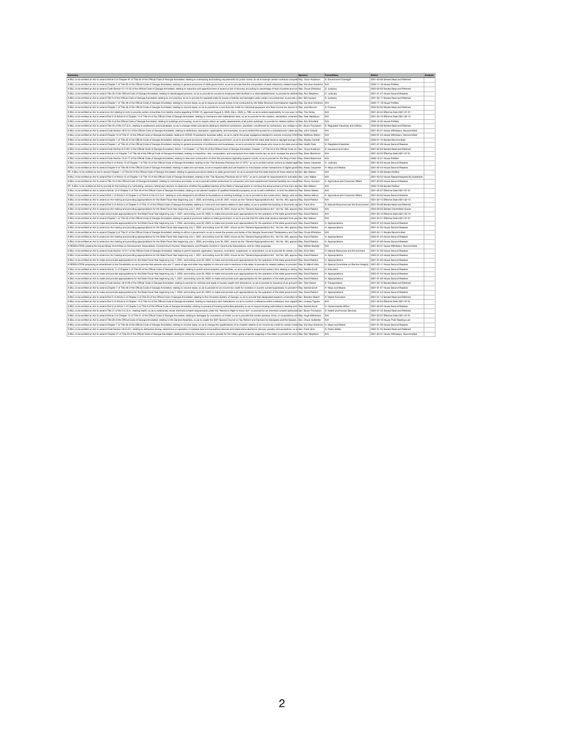| Summary | Sponsor | Committees | Status | Analysis |
|---|---|---|---|---|
| A BILL to be entitled an Act to amend Article 2 of Chapter 91 of Title 36 of the Official Code of Georgia Annotated, relating to contracting and bidding requirements for public works; so as to exempt certain contracts competi | Rep. Victor Anderson | S: Government Oversight | 2021-03-09 Senate Read and Referred | |
| A BILL to be entitled an Act to amend Chapter 1 of Title 50 of the Official Code of Georgia Annotated, relating to general provisions of state government, so as to provide that the composition of each statutorily created board | Rep. Dar'shun Kendrick | N/A | 2020-11-18 House Prefiled | |
| A BILL to be entitled an Act to amend Code Section 51-12-33 of the Official Code of Georgia Annotated, relating to reduction and apportionment of award or bar of recovery according to percentage of fault of parties and no | Rep. Chuck Efstration | S: Judiciary | 2022-03-03 Senate Read and Referred | |
| A BILL to be entitled an Act to amend Title 30 of the Official Code of Georgia Annotated, relating to handicapped persons, so as to provide for access to employee toilet facilities in a retail establishment; to provide for definiti | Rep. Ron Stephens | H: Judiciary | 2021-01-27 House Second Readers | |
| A BILL to be entitled an Act to amend Title 9 of the Official Code of Georgia Annotated, relating to civil practice, so as to provide for separate trials for issues of liability and damages under certain circumstances; to provide c | Sen. Bill Cowsert | S: Judiciary | 2021-02-17 Senate Read and Referred | |
| A BILL to be entitled an Act to amend Chapter 7 of Title 48 of the Official Code of Georgia Annotated, relating to income taxes, so as to require an annual review to be conducted by the State Revenue Commissioner regardin | Rep. Dar'shun Kendrick | N/A | 2020-11-18 House Prefiled | |
| A BILL to be entitled an Act to amend Chapter 7 of Title 48 of the Official Code of Georgia Annotated, relating to income taxes, so as to provide for a one-time tax credit for individual taxpayers who filed income tax returns fo | Rep. Josh Bonner | S: Finance | 2022-03-03 Senate Read and Referred | |
| A BILL to be entitled an Act to amend an Act relating to torts to provide certain immunities from liability claims regarding COVID-19, approved August 5, 2020, (Ga. L. 2020, p. 798), so as to extend applicability for one year; to | Rep. Trey Kelley | N/A | 2021-05-04 Effective Date 2021-07-01 | |
| A BILL to be entitled an Act to amend Part 3 of Article 8 of Chapter 14 of Title 44 of the Official Code of Georgia Annotated, relating to mechanics and materialmen liens, so as to provide for the creation, declaration, amendm | Rep. Dale Washburn | N/A | 2021-05-10 Effective Date 2021-05-10 | |
| A BILL to be entitled an Act to amend Title 8 of the Official Code of Georgia Annotated, relating to buildings and housing, so as to require indoor air quality assessments of all public buildings; to provide for related matters; to | Rep. Kim Schofield | N/A | 2020-12-02 House Prefiled | |
| A BILL to be entitled an Act to amend Title 43 of the O.C.G.A., relating to professions and businesses, so as to change certain provisions relating to electrical contractors, plumbers, conditioned air contractors, low voltage co | Sen. Bruce Thompson | S: Regulated Industries and Utilities | 2022-02-28 Senate Read and Referred | |
| A BILL to be entitled an Act to amend Code Section 48-8-3.2 of the Official Code of Georgia Annotated, relating to definitions, exemption, applicability, and examples, so as to extend the sunset for a manufacturers' sales tax | Rep. John Corbett | N/A | 2021-03-31 House Withdrawn, Recommitted | |
| A BILL to be entitled an Act to amend Chapter 16 of Title 51 of the Official Code of Georgia Annotated, relating to COVID-19 pandemic business safety, so as to clarify the gross negligence standard in actions involving COVI | Rep. Matthew Wilson | N/A | 2021-01-24 House Withdrawn, Recommitted | |
| A BILL to be entitled an Act to amend Chapter 1 of Title 50 of the Official Code of Georgia Annotated, relating to general provisions relative to state government, so as to provide that this state shall observe daylight savings t | Rep. Wesley Cantrell | N/A | 2022-01-10 Senate Recommitted | |
| A BILL to be entitled an Act to amend Chapter 1 of Title 43 of the Official Code of Georgia Annotated, relating to general provisions of professions and businesses, so as to provide for individuals who move to the state and w | Rep. Heath Clark | H: Regulated Industries | 2021-01-29 House Second Readers | |
| A BILL to be entitled an Act to amend Code Section 9-3-201 of the Official Code of Georgia Annotated, Article 1 of Chapter 1 of Title 20 of the Official Code of Georgia Annotated, Chapter 1 of Title 34 of the Official Code of G | Sen. Tonya Anderson | S: Insurance and Labor | 2021-02-02 Senate Read and Referred | |
| A BILL to be entitled an Act to amend Article 2 of Chapter 7 of Title 48 of the Official Code of Georgia Annotated, relating to imposition, rate, computation, and exemptions from state income tax, so as to increase the amount | Rep. Shaw Blackmon | N/A | 2021-03-22 Effective Date 2021-07-01 | |
| A BILL to be entitled an Act to amend Code Section 15-6-77 of the Official Code of Georgia Annotated, relating to fees and construction of other fee provisions regarding superior courts, so as to provide for the filing of land | Rep. Debra Bazemore | N/A | 2020-12-21 House Prefiled | |
| A BILL to be entitled an Act to amend Part 2 of Article 15 of Chapter 1 of Title 10 of the Official Code of Georgia Annotated, relating to the "Fair Business Practices Act of 1975," so as to prohibit certain actions by digital appl | Rep. Kasey Carpenter | H: Judiciary | 2021-02-03 House Second Readers | |
| A BILL to be entitled an Act to amend Chapter 8 of Title 48 of the Official Code of Georgia Annotated, relating to sales and use taxes, so as to expand sales and use taxation to encompass certain transactions of digital goods | Rep. Kasey Carpenter | H: Ways and Means | 2021-02-24 House Second Readers | |
| PF: A BILL to be entitled an Act to amend Chapter 1 of Title 50 of the Official Code of Georgia Annotated, relating to general provisions relative to state government, so as to provide that this state shall at all times observe the | Sen. Ben Watson | N/A | 2020-12-08 Senate Prefiled | |
| A BILL to be entitled an Act to amend Part 2 of Article 15 of Chapter 1 of Title 10 of the Official Code of Georgia Annotated, relating to the "Fair Business Practices Act of 1975," so as to provide for requirements for solicitatio | Sen. Larry Walker | N/A | 2021-03-23 House Passed/Adopted By Substitute | |
| A BILL to be entitled an Act to amend Title 10 of the Official Code of Georgia Annotated, relating to commerce and trade, so as to provide certain protections to consumers who have experienced financial hardship as a result | Rep. Penny Houston | H: Agriculture and Consumer Affairs | 2021-03-03 House Second Readers | |
| PF: A BILL to be entitled an Act to provide for the holding of a nonbinding, advisory referendum election to determine whether the qualified electors of the State of Georgia desire to continue the advancement of time from sta | Sen. Ben Watson | N/A | 2020-12-09 Senate Prefiled | |
| A BILL to be entitled an Act to amend Article 12 of Chapter 5 of Title 48 of the Official Code of Georgia Annotated, relating to ad valorem taxation of qualified timberland property, so as to add a definition; to limit the determin | Rep. Steven Meeks | N/A | 2021-05-07 Effective Date 2021-07-01 | |
| A BILL to be entitled an Act to amend Part 1 of Article 2 of Chapter 2 of Title 8 of the O.C.G.A., relating to units designed to be affixed to foundations or existing buildings, so as to provide for the construction, design, and ins | Rep. Mesha Mainor | H: Agriculture and Consumer Affairs | 2021-03-03 House Second Readers | |
| A BILL to be entitled an Act to amend an Act making and providing appropriations for the State Fiscal Year beginning July 1, 2020, and ending June 30, 2021, known as the "General Appropriations Act," Act No. 484, approve | Rep. David Ralston | N/A | 2021-02-15 Effective Date 2021-02-15 | |
| A BILL to be entitled an Act to amend Part 3 of Article 5 of Chapter 5 of Title 12 of the Official Code of Georgia Annotated, relating to rivers and river basins relative to dam safety, so as to prohibit the building of structures ca | Sen. Frank Ginn | S: Natural Resources and the Environment | 2021-02-08 Senate Read and Referred | |
| A BILL to be entitled an Act to amend an Act making and providing appropriations for the State Fiscal Year beginning July 1, 2021, and ending June 30, 2022, known as the "General Appropriations Act," Act No. 385, approv | Rep. David Ralston | N/A | 2022-03-03 Senate Transmitted House | |
| A BILL to be entitled an Act to make and provide appropriations for the State Fiscal Year beginning July 1, 2021, and ending June 30, 2022; to make and provide such appropriations for the operation of the state government | Rep. David Ralston | N/A | 2021-05-10 Effective Date 2021-05-10 | |
| A BILL to be entitled an Act to amend Chapter 1 of Title 50 of the Official Code of Georgia Annotated, relating to general provisions relative to state government, so as to provide that this state shall observe standard time yea | Sen. Ben Watson | N/A | 2021-04-01 Effective Date 2021-07-01 | |
| A BILL to be entitled an Act to make and provide appropriations for the State Fiscal Year beginning July 1, 2022, and ending June 30, 2023; to make and provide such appropriations for the operation of the state government | Rep. David Ralston | H: Appropriations | 2022-01-24 House Second Readers | |
| A BILL to be entitled an Act to amend an Act making and providing appropriations for the State Fiscal Year beginning July 1, 2020, and ending June 30, 2021, known as the "General Appropriations Act," Act No. 484, approve | Rep. David Ralston | H: Appropriations | 2021-01-26 House Second Readers | |
| A BILL to be entitled an Act to amend Chapter 5 of Title 21 of the Official Code of Georgia Annotated, relating to ethics in government, so as to revise the powers and duties of the Georgia Government Transparency and Cam | Rep. Chuck Efstration | N/A | 2022-02-11 Senate Recommitted | |
| A BILL to be entitled an Act to amend an Act making and providing appropriations for the State Fiscal Year beginning July 1, 2021, and ending June 30, 2022, known as the "General Appropriations Act," Act No. 385, approv | Rep. David Ralston | H: Appropriations | 2022-01-24 House Second Readers | |
| A BILL to be entitled an Act to amend an Act making and providing appropriations for the State Fiscal Year beginning July 1, 2020, and ending June 30, 2021, known as the "General Appropriations Act," Act No. 484, approve | Rep. David Ralston | H: Appropriations | 2021-01-26 House Second Readers | |
| A RESOLUTION creating the House Study Committee on Homeowners' Associations, Condominium Owners' Associations, and Property Owners in Community Associations; and for other purposes. | Rep. William Boddie | N/A | 2021-03-31 House Withdrawn, Recommitted | |
| A BILL to be entitled an Act to amend Code Section 12-5-7 of the Official Code of Georgia Annotated, relating to permit required, application, issuance, revocation, suspension, or amendment, so as to provide for certain con | Rep. Erick Allen | H: Natural Resources and Environment | 2021-01-26 House Second Readers | |
| A BILL to be entitled an Act to amend an Act making and providing appropriations for the State Fiscal Year beginning July 1, 2021, and ending June 30, 2022, known as the "General Appropriations Act," Act No. 385, approv | Rep. David Ralston | H: Appropriations | 2022-01-24 House Second Readers | |
| A BILL to be entitled an Act to make and provide appropriations for the State Fiscal Year beginning July 1, 2021, and ending June 30, 2022; to make and provide such appropriations for the operation of the state government | Rep. David Ralston | H: Appropriations | 2021-01-26 House Second Readers | |
| A RESOLUTION proposing an amendment to the Constitution so as to provide that persons who are 17 years of age and older may register to vote and vote in elections in this state; to provide for related matters; to provide f | Rep. El-Mahdi Holly | H: Special Committee on Election Integrity | 2021-02-11 House Second Readers | |
| A BILL to be entitled an Act to amend Article 11 of Chapter 2 of Title 20 of the Official Code of Georgia Annotated, relating to public school property and facilities, so as to prohibit a local school system from leasing or selling | Rep. Sandra Scott | H: Education | 2021-01-27 House Second Readers | |
| A BILL to be entitled an Act to make and provide appropriations for the State Fiscal Year beginning July 1, 2022, and ending June 30, 2023; to make and provide such appropriations for the operation of the state government | Rep. David Ralston | H: Appropriations | 2022-01-24 House Second Readers | |
| A BILL to be entitled an Act to make and provide appropriations for the State Fiscal Year beginning July 1, 2021, and ending June 30, 2022; to make and provide such appropriations for the operation of the state government | Rep. David Ralston | H: Appropriations | 2021-01-26 House Second Readers | |
| A BILL to be entitled an Act to amend Code Section 32-6-28 of the Official Code of Georgia Annotated, relating to permits for vehicles and loads of excess weight and dimensions, so as to provide for issuance of an annual t | Sen. Tyler Harper | S: Transportation | 2021-02-10 Senate Read and Referred | |
| A BILL to be entitled an Act to amend Chapter 7 of Title 48 of the Official Code of Georgia Annotated, relating to income taxes, so as to provide for an income tax credit for investors in women owned businesses; to provide f | Rep. Sandra Scott | H: Ways and Means | 2021-01-27 House Second Readers | |
| A BILL to be entitled an Act to make and provide appropriations for the State Fiscal Year beginning July 1, 2022, and ending June 30, 2023; to make and provide such appropriations for the operation of the state government | Rep. David Ralston | H: Appropriations | 2022-01-24 House Second Readers | |
| A BILL to be entitled an Act to amend Part 2 of Article 2 of Chapter 3 of Title 20 of the Official Code of Georgia Annotated, relating to the University System of Georgia, so as to provide that designated research universities sh | Sen. Brandon Beach | S: Higher Education | 2021-01-14 Senate Read and Referred | |
| A BILL to be entitled an Act to amend Part 3 of Article 8 of Chapter 14 of Title 44 of the Official Code of Georgia Annotated, relating to mechanics and materialmen, so as to conform a reference within a statutory form regardi | Sen. Lindsey Tippins | N/A | 2021-05-04 Effective Date 2021-07-01 | |
| A BILL to be entitled an Act to amend Part 2 of Article 1 of Chapter 3 of Title 8 of the Official Code of Georgia Annotated, relating to powers of housing authorities generally, so as to require housing authorities to develop and | Rep. Sandra Scott | H: Governmental Affairs | 2021-02-02 House Second Readers | |
| A BILL to be entitled an Act to amend Title 31 of the O.C.G.A., relating to health, so as to extensively revise informed consent requirements under the "Woman's Right to Know Act"; to provide for an informed consent authorized | Sen. Bruce Thompson | S: Health and Human Services | 2021-02-25 Senate Read and Referred | |
| A BILL to be entitled an Act to amend Article 3 of Chapter 12 of Title 51 of the Official Code of Georgia Annotated, relating to damages for conversion of timber, so as to provide that certain persons, firms, or corporations wh | Rep. Hugh Williamson | N/A | 2021-05-07 Effective Date 2021-07-01 | |
| A BILL to be entitled an Act to amend Title 28 of the Official Code of Georgia Annotated, relating to the General Assembly, so as to create the 2021 Special Council on Tax Reform and Fairness for Georgians and the Special | Sen. Chuck Hufstetler | N/A | 2021-03-18 House Third Reading Lost | |
| A BILL to be entitled an Act to amend Chapter 7 of Title 48 of the Official Code of Georgia Annotated, relating to income taxes, so as to change the qualifications of an investor relative to an income tax credit for certain invest | Rep. Dar'shun Kendrick | H: Ways and Means | 2021-01-26 House Second Readers | |
| A BILL to be entitled an Act to amend Code Section 40-6-241, relating to distracted driving, restrictions on operation of wireless telecommunications devices and stand-alone electronic devices, penalty, and exceptions, so a | Sen. Frank Ginn | S: Public Safety | 2021-02-25 Senate Read and Referred | |
| A BILL to be entitled an Act to amend Chapter 27 of Title 50 of the Official Code of Georgia Annotated, relating to lottery for education, so as to provide for the lottery game of sports wagering in this state; to provide for and r | Rep. Ron Stephens | N/A | 2021-03-31 House Withdrawn, Recommitted | |